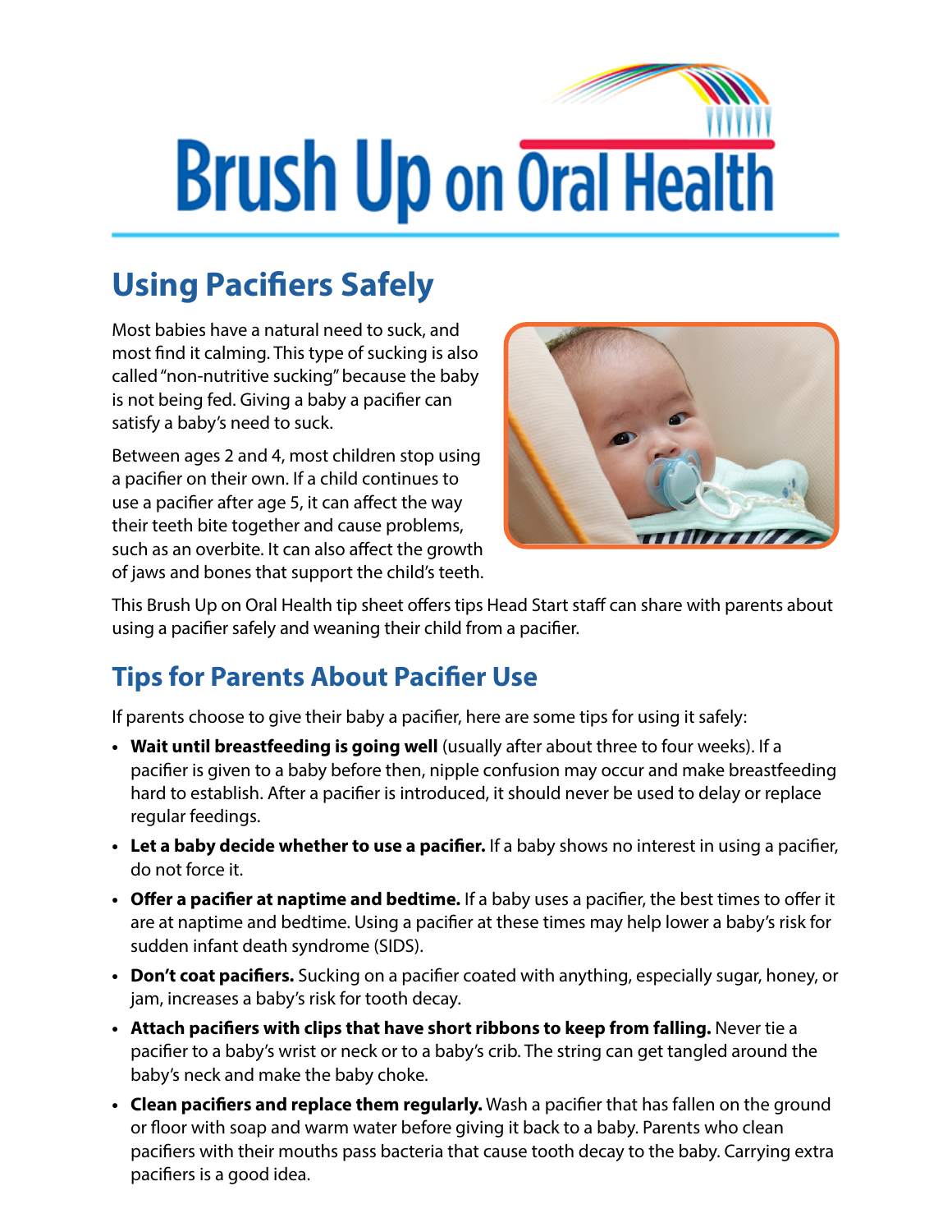# Brush Up on Oral Health

## Using Pacifiers Safely

Most babies have a natural need to suck, and most find it calming. This type of sucking is also called "non-nutritive sucking" because the baby is not being fed. Giving a baby a pacifier can satisfy a baby's need to suck.

Between ages 2 and 4, most children stop using a pacifier on their own. If a child continues to use a pacifier after age 5, it can affect the way their teeth bite together and cause problems, such as an overbite. It can also affect the growth of jaws and bones that support the child's teeth.

This Brush Up on Oral Health tip sheet offers tips Head Start staff can share with parents about using a pacifier safely and weaning their child from a pacifier.

## Tips for Parents About Pacifier Use

If parents choose to give their baby a pacifier, here are some tips for using it safely:

- **Wait until breastfeeding is going well** (usually after about three to four weeks). If a pacifier is given to a baby before then, nipple confusion may occur and make breastfeeding hard to establish. After a pacifier is introduced, it should never be used to delay or replace regular feedings.
- **Let a baby decide whether to use a pacifier.** If a baby shows no interest in using a pacifier, do not force it.
- **Offer a pacifier at naptime and bedtime.** If a baby uses a pacifier, the best times to offer it are at naptime and bedtime. Using a pacifier at these times may help lower a baby's risk for sudden infant death syndrome (SIDS).
- **Don't coat pacifiers.** Sucking on a pacifier coated with anything, especially sugar, honey, or jam, increases a baby's risk for tooth decay.
- **Attach pacifiers with clips that have short ribbons to keep from falling.** Never tie a pacifier to a baby's wrist or neck or to a baby's crib. The string can get tangled around the baby's neck and make the baby choke.
- **Clean pacifiers and replace them regularly.** Wash a pacifier that has fallen on the ground or floor with soap and warm water before giving it back to a baby. Parents who clean pacifiers with their mouths pass bacteria that cause tooth decay to the baby. Carrying extra pacifiers is a good idea.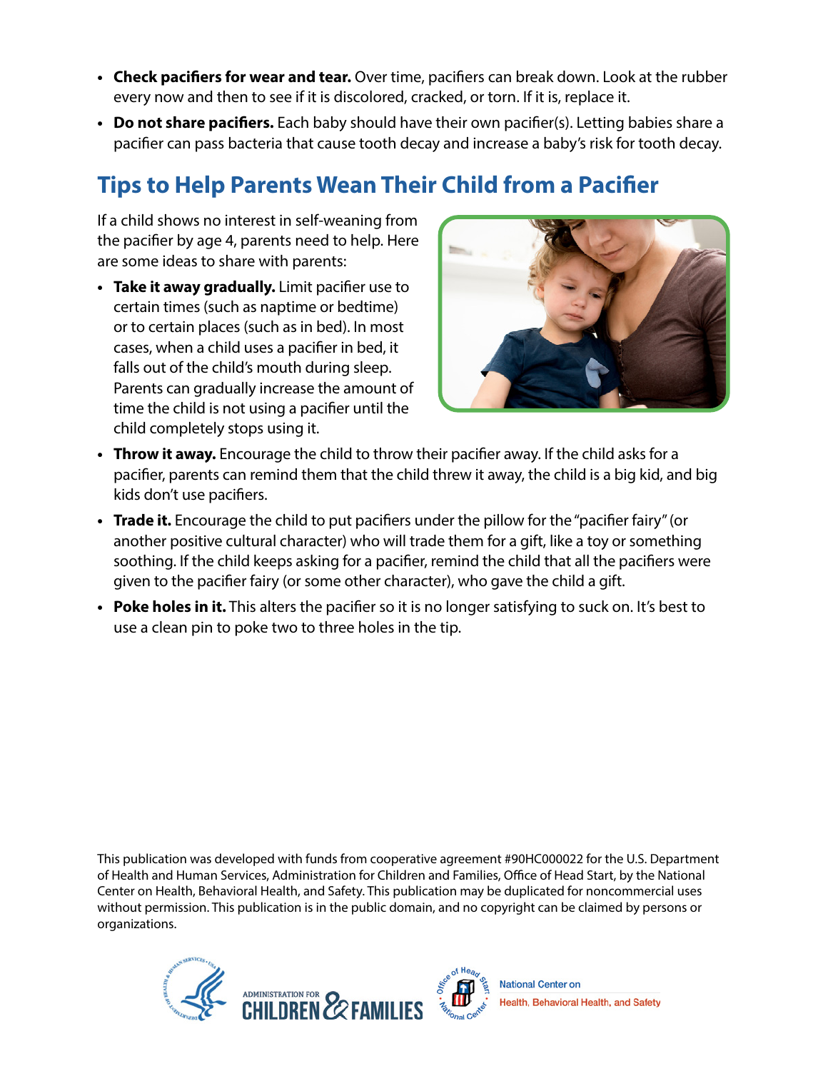- **Check pacifiers for wear and tear.** Over time, pacifiers can break down. Look at the rubber every now and then to see if it is discolored, cracked, or torn. If it is, replace it.
- **Do not share pacifiers.** Each baby should have their own pacifier(s). Letting babies share a pacifier can pass bacteria that cause tooth decay and increase a baby's risk for tooth decay.

## Tips to Help Parents Wean Their Child from a Pacifier

If a child shows no interest in self-weaning from the pacifier by age 4, parents need to help. Here are some ideas to share with parents:

- **Take it away gradually.** Limit pacifier use to certain times (such as naptime or bedtime) or to certain places (such as in bed). In most cases, when a child uses a pacifier in bed, it falls out of the child's mouth during sleep. Parents can gradually increase the amount of time the child is not using a pacifier until the child completely stops using it.
- **Throw it away.** Encourage the child to throw their pacifier away. If the child asks for a pacifier, parents can remind them that the child threw it away, the child is a big kid, and big kids don't use pacifiers.
- **Trade it.** Encourage the child to put pacifiers under the pillow for the "pacifier fairy" (or another positive cultural character) who will trade them for a gift, like a toy or something soothing. If the child keeps asking for a pacifier, remind the child that all the pacifiers were given to the pacifier fairy (or some other character), who gave the child a gift.
- **Poke holes in it.** This alters the pacifier so it is no longer satisfying to suck on. It's best to use a clean pin to poke two to three holes in the tip.

This publication was developed with funds from cooperative agreement #90HC000022 for the U.S. Department of Health and Human Services, Administration for Children and Families, Office of Head Start, by the National Center on Health, Behavioral Health, and Safety. This publication may be duplicated for noncommercial uses without permission. This publication is in the public domain, and no copyright can be claimed by persons or organizations.

ADMINISTRATION FOR CHILDREN & FAMILIES

National Center on Health, Behavioral Health, and Safety